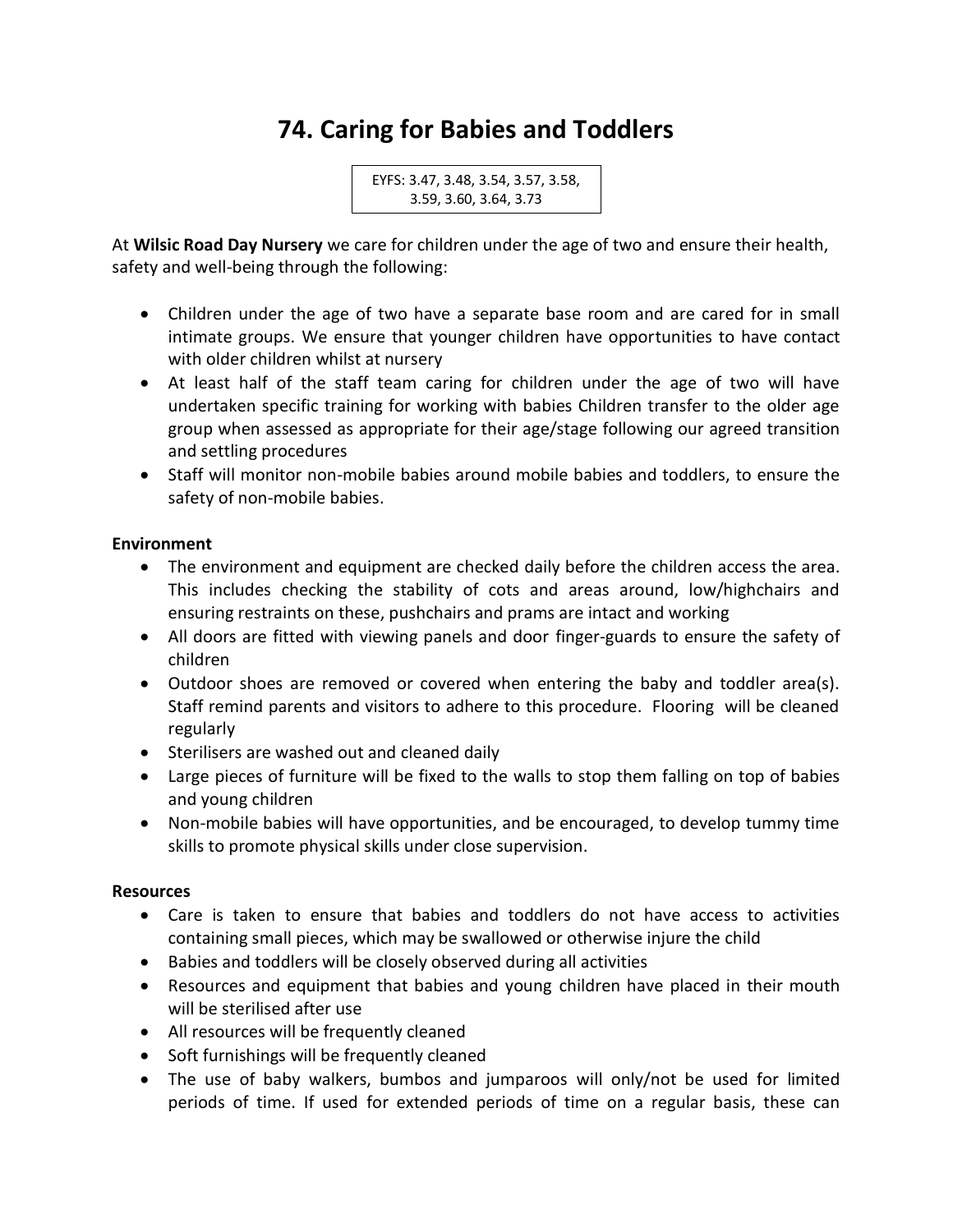# 74. Caring for Babies and Toddlers

EYFS: 3.47, 3.48, 3.54, 3.57, 3.58, 3.59, 3.60, 3.64, 3.73

At **Wilsic Road Day Nursery** we care for children under the age of two and ensure their health, safety and well-being through the following:

- Children under the age of two have a separate base room and are cared for in small intimate groups. We ensure that younger children have opportunities to have contact with older children whilst at nursery
- At least half of the staff team caring for children under the age of two will have undertaken specific training for working with babies Children transfer to the older age group when assessed as appropriate for their age/stage following our agreed transition and settling procedures
- Staff will monitor non-mobile babies around mobile babies and toddlers, to ensure the safety of non-mobile babies.

**Environment**

- The environment and equipment are checked daily before the children access the area. This includes checking the stability of cots and areas around, low/highchairs and ensuring restraints on these, pushchairs and prams are intact and working
- All doors are fitted with viewing panels and door finger-guards to ensure the safety of children
- Outdoor shoes are removed or covered when entering the baby and toddler area(s). Staff remind parents and visitors to adhere to this procedure. Flooring will be cleaned regularly
- Sterilisers are washed out and cleaned daily
- Large pieces of furniture will be fixed to the walls to stop them falling on top of babies and young children
- Non-mobile babies will have opportunities, and be encouraged, to develop tummy time skills to promote physical skills under close supervision.

**Resources**

- Care is taken to ensure that babies and toddlers do not have access to activities containing small pieces, which may be swallowed or otherwise injure the child
- Babies and toddlers will be closely observed during all activities
- Resources and equipment that babies and young children have placed in their mouth will be sterilised after use
- All resources will be frequently cleaned
- Soft furnishings will be frequently cleaned
- The use of baby walkers, bumbos and jumparoos will only/not be used for limited periods of time. If used for extended periods of time on a regular basis, these can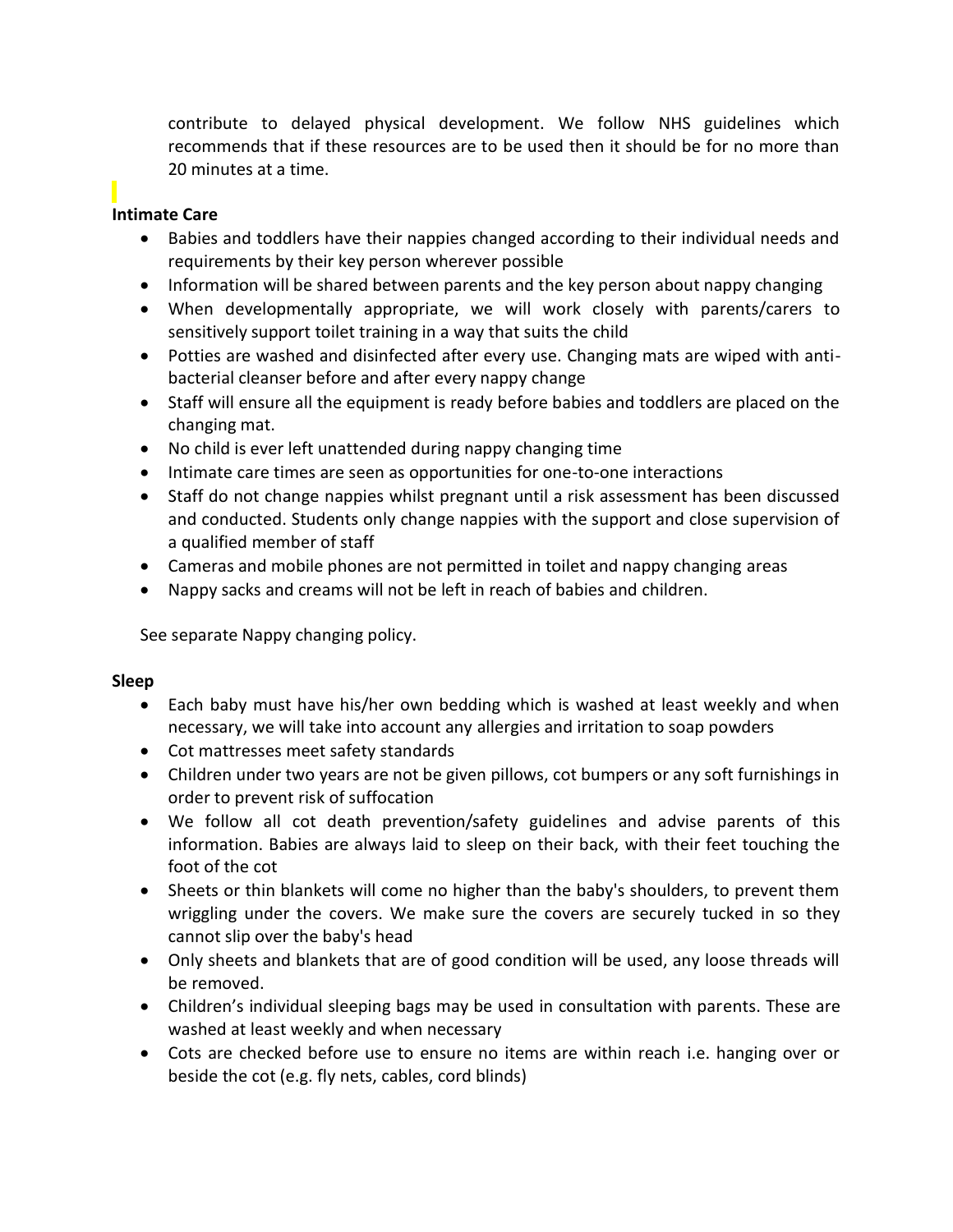contribute to delayed physical development. We follow NHS guidelines which recommends that if these resources are to be used then it should be for no more than 20 minutes at a time.

**Intimate Care**

- Babies and toddlers have their nappies changed according to their individual needs and requirements by their key person wherever possible
- Information will be shared between parents and the key person about nappy changing
- When developmentally appropriate, we will work closely with parents/carers to sensitively support toilet training in a way that suits the child
- Potties are washed and disinfected after every use. Changing mats are wiped with anti-bacterial cleanser before and after every nappy change
- Staff will ensure all the equipment is ready before babies and toddlers are placed on the changing mat.
- No child is ever left unattended during nappy changing time
- Intimate care times are seen as opportunities for one-to-one interactions
- Staff do not change nappies whilst pregnant until a risk assessment has been discussed and conducted. Students only change nappies with the support and close supervision of a qualified member of staff
- Cameras and mobile phones are not permitted in toilet and nappy changing areas
- Nappy sacks and creams will not be left in reach of babies and children.

See separate Nappy changing policy.

**Sleep**

- Each baby must have his/her own bedding which is washed at least weekly and when necessary, we will take into account any allergies and irritation to soap powders
- Cot mattresses meet safety standards
- Children under two years are not be given pillows, cot bumpers or any soft furnishings in order to prevent risk of suffocation
- We follow all cot death prevention/safety guidelines and advise parents of this information. Babies are always laid to sleep on their back, with their feet touching the foot of the cot
- Sheets or thin blankets will come no higher than the baby's shoulders, to prevent them wriggling under the covers. We make sure the covers are securely tucked in so they cannot slip over the baby's head
- Only sheets and blankets that are of good condition will be used, any loose threads will be removed.
- Children's individual sleeping bags may be used in consultation with parents. These are washed at least weekly and when necessary
- Cots are checked before use to ensure no items are within reach i.e. hanging over or beside the cot (e.g. fly nets, cables, cord blinds)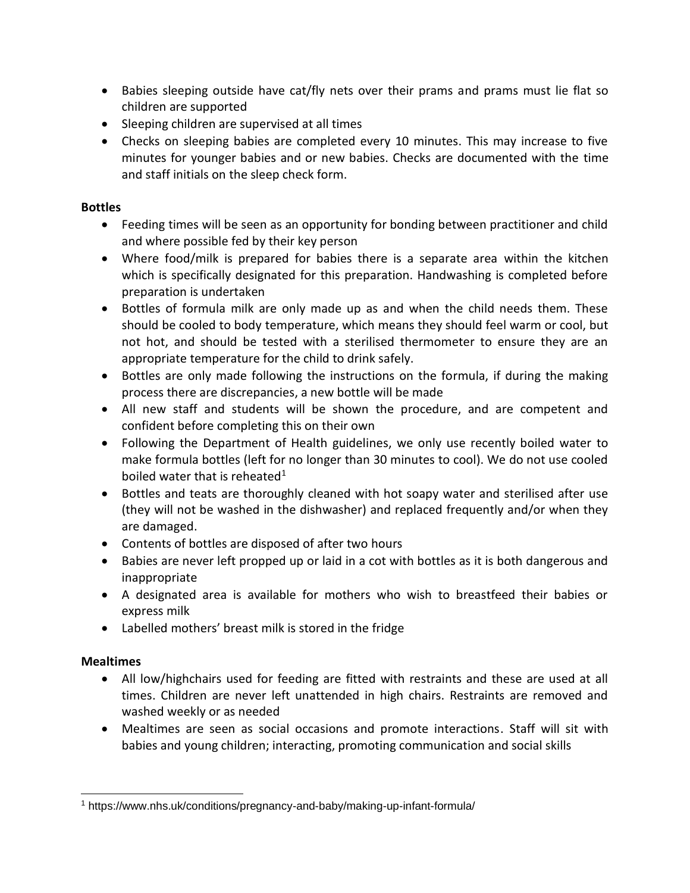- Babies sleeping outside have cat/fly nets over their prams and prams must lie flat so children are supported
- Sleeping children are supervised at all times
- Checks on sleeping babies are completed every 10 minutes. This may increase to five minutes for younger babies and or new babies. Checks are documented with the time and staff initials on the sleep check form.

**Bottles**

- Feeding times will be seen as an opportunity for bonding between practitioner and child and where possible fed by their key person
- Where food/milk is prepared for babies there is a separate area within the kitchen which is specifically designated for this preparation. Handwashing is completed before preparation is undertaken
- Bottles of formula milk are only made up as and when the child needs them. These should be cooled to body temperature, which means they should feel warm or cool, but not hot, and should be tested with a sterilised thermometer to ensure they are an appropriate temperature for the child to drink safely.
- Bottles are only made following the instructions on the formula, if during the making process there are discrepancies, a new bottle will be made
- All new staff and students will be shown the procedure, and are competent and confident before completing this on their own
- Following the Department of Health guidelines, we only use recently boiled water to make formula bottles (left for no longer than 30 minutes to cool). We do not use cooled boiled water that is reheated[1]
- Bottles and teats are thoroughly cleaned with hot soapy water and sterilised after use (they will not be washed in the dishwasher) and replaced frequently and/or when they are damaged.
- Contents of bottles are disposed of after two hours
- Babies are never left propped up or laid in a cot with bottles as it is both dangerous and inappropriate
- A designated area is available for mothers who wish to breastfeed their babies or express milk
- Labelled mothers' breast milk is stored in the fridge

**Mealtimes**

- All low/highchairs used for feeding are fitted with restraints and these are used at all times. Children are never left unattended in high chairs. Restraints are removed and washed weekly or as needed
- Mealtimes are seen as social occasions and promote interactions. Staff will sit with babies and young children; interacting, promoting communication and social skills

[1] https://www.nhs.uk/conditions/pregnancy-and-baby/making-up-infant-formula/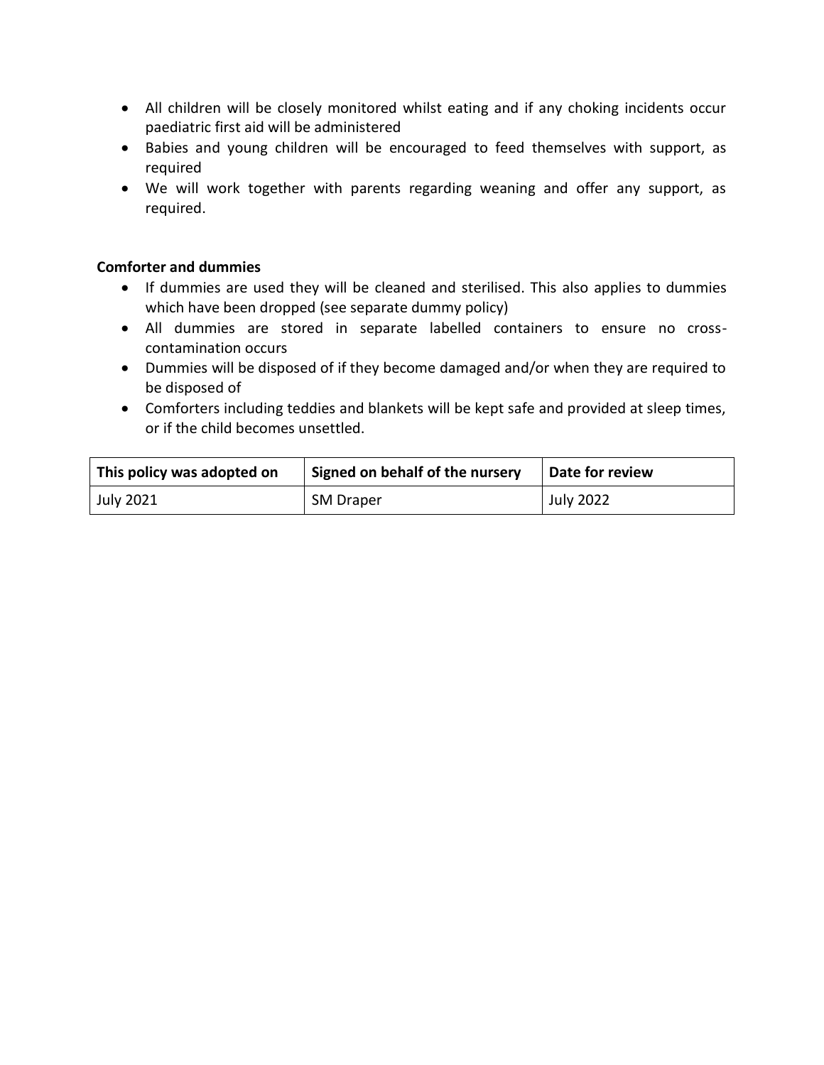- All children will be closely monitored whilst eating and if any choking incidents occur paediatric first aid will be administered
- Babies and young children will be encouraged to feed themselves with support, as required
- We will work together with parents regarding weaning and offer any support, as required.

**Comforter and dummies**

- If dummies are used they will be cleaned and sterilised. This also applies to dummies which have been dropped (see separate dummy policy)
- All dummies are stored in separate labelled containers to ensure no cross-contamination occurs
- Dummies will be disposed of if they become damaged and/or when they are required to be disposed of
- Comforters including teddies and blankets will be kept safe and provided at sleep times, or if the child becomes unsettled.

| This policy was adopted on | Signed on behalf of the nursery | Date for review |
| --- | --- | --- |
| July 2021 | SM Draper | July 2022 |